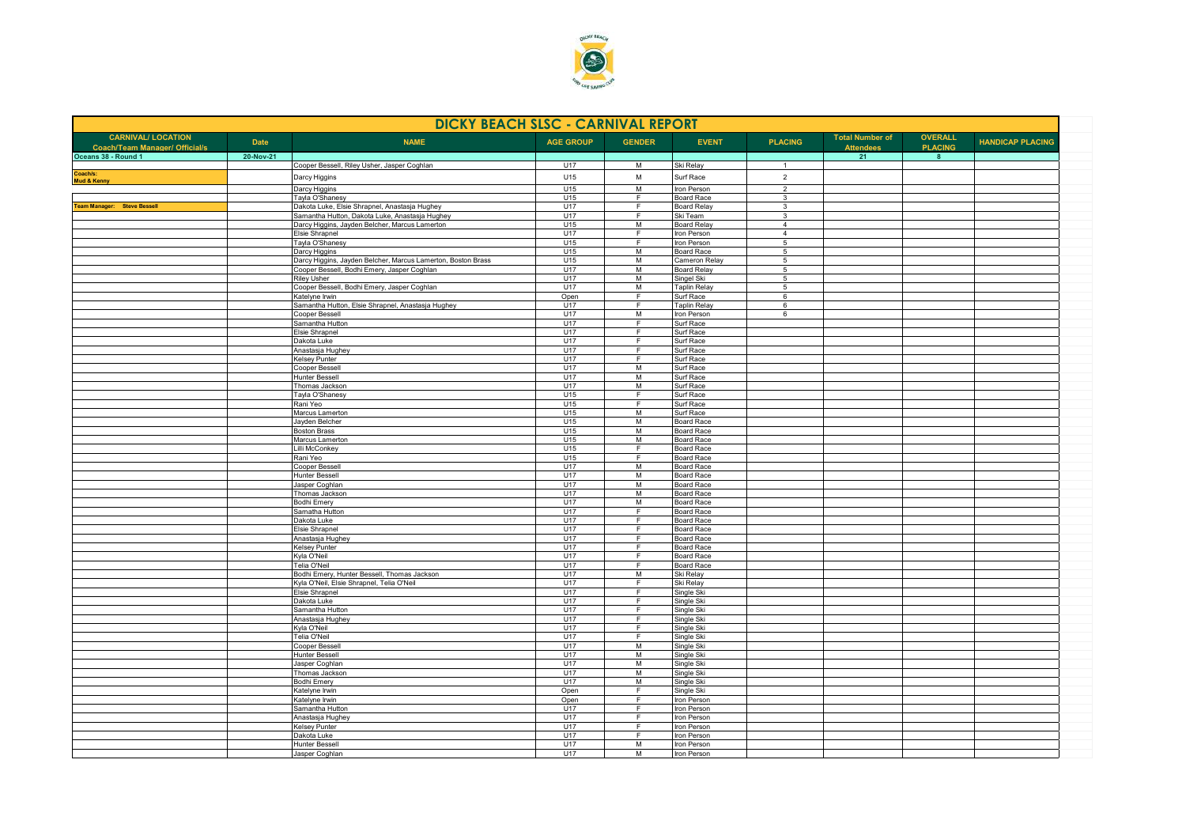# DICKY BEACH SLSC - CARNIVAL REPORT

| CARNIVAL/ LOCATION Coach/Team Manager/ Official/s | Date | NAME | AGE GROUP | GENDER | EVENT | PLACING | Total Number of Attendees | OVERALL PLACING | HANDICAP PLACING |
|---|---|---|---|---|---|---|---|---|---|
| Oceans 38 - Round 1 | 20-Nov-21 | | | | | | 21 | 8 | |
| | | Cooper Bessell, Riley Usher, Jasper Coghlan | U17 | M | Ski Relay | 1 | | | |
| Coach/s: Mud & Kenny | | Darcy Higgins | U15 | M | Surf Race | 2 | | | |
| | | Darcy Higgins | U15 | M | Iron Person | 2 | | | |
| | | Tayla O'Shanesy | U15 | F | Board Race | 3 | | | |
| Team Manager: Steve Bessell | | Dakota Luke, Elsie Shrapnel, Anastasja Hughey | U17 | F | Board Relay | 3 | | | |
| | | Samantha Hutton, Dakota Luke, Anastasja Hughey | U17 | F | Ski Team | 3 | | | |
| | | Darcy Higgins, Jayden Belcher, Marcus Lamerton | U15 | M | Board Relay | 4 | | | |
| | | Elsie Shrapnel | U17 | F | Iron Person | 4 | | | |
| | | Tayla O'Shanesy | U15 | F | Iron Person | 5 | | | |
| | | Darcy Higgins | U15 | M | Board Race | 5 | | | |
| | | Darcy Higgins, Jayden Belcher, Marcus Lamerton, Boston Brass | U15 | M | Cameron Relay | 5 | | | |
| | | Cooper Bessell, Bodhi Emery, Jasper Coghlan | U17 | M | Board Relay | 5 | | | |
| | | Riley Usher | U17 | M | Singel Ski | 5 | | | |
| | | Cooper Bessell, Bodhi Emery, Jasper Coghlan | U17 | M | Taplin Relay | 5 | | | |
| | | Katelyne Irwin | Open | F | Surf Race | 6 | | | |
| | | Samantha Hutton, Elsie Shrapnel, Anastasja Hughey | U17 | F | Taplin Relay | 6 | | | |
| | | Cooper Bessell | U17 | M | Iron Person | 6 | | | |
| | | Samantha Hutton | U17 | F | Surf Race | | | | |
| | | Elsie Shrapnel | U17 | F | Surf Race | | | | |
| | | Dakota Luke | U17 | F | Surf Race | | | | |
| | | Anastasja Hughey | U17 | F | Surf Race | | | | |
| | | Kelsey Punter | U17 | F | Surf Race | | | | |
| | | Cooper Bessell | U17 | M | Surf Race | | | | |
| | | Hunter Bessell | U17 | M | Surf Race | | | | |
| | | Thomas Jackson | U17 | M | Surf Race | | | | |
| | | Tayla O'Shanesy | U15 | F | Surf Race | | | | |
| | | Rani Yeo | U15 | F | Surf Race | | | | |
| | | Marcus Lamerton | U15 | M | Surf Race | | | | |
| | | Jayden Belcher | U15 | M | Board Race | | | | |
| | | Boston Brass | U15 | M | Board Race | | | | |
| | | Marcus Lamerton | U15 | M | Board Race | | | | |
| | | Lilli McConkey | U15 | F | Board Race | | | | |
| | | Rani Yeo | U15 | F | Board Race | | | | |
| | | Cooper Bessell | U17 | M | Board Race | | | | |
| | | Hunter Bessell | U17 | M | Board Race | | | | |
| | | Jasper Coghlan | U17 | M | Board Race | | | | |
| | | Thomas Jackson | U17 | M | Board Race | | | | |
| | | Bodhi Emery | U17 | M | Board Race | | | | |
| | | Samatha Hutton | U17 | F | Board Race | | | | |
| | | Dakota Luke | U17 | F | Board Race | | | | |
| | | Elsie Shrapnel | U17 | F | Board Race | | | | |
| | | Anastasja Hughey | U17 | F | Board Race | | | | |
| | | Kelsey Punter | U17 | F | Board Race | | | | |
| | | Kyla O'Neil | U17 | F | Board Race | | | | |
| | | Telia O'Neil | U17 | F | Board Race | | | | |
| | | Bodhi Emery, Hunter Bessell, Thomas Jackson | U17 | M | Ski Relay | | | | |
| | | Kyla O'Neil, Elsie Shrapnel, Telia O'Neil | U17 | F | Ski Relay | | | | |
| | | Elsie Shrapnel | U17 | F | Single Ski | | | | |
| | | Dakota Luke | U17 | F | Single Ski | | | | |
| | | Samantha Hutton | U17 | F | Single Ski | | | | |
| | | Anastasja Hughey | U17 | F | Single Ski | | | | |
| | | Kyla O'Neil | U17 | F | Single Ski | | | | |
| | | Telia O'Neil | U17 | F | Single Ski | | | | |
| | | Cooper Bessell | U17 | M | Single Ski | | | | |
| | | Hunter Bessell | U17 | M | Single Ski | | | | |
| | | Jasper Coghlan | U17 | M | Single Ski | | | | |
| | | Thomas Jackson | U17 | M | Single Ski | | | | |
| | | Bodhi Emery | U17 | M | Single Ski | | | | |
| | | Katelyne Irwin | Open | F | Single Ski | | | | |
| | | Katelyne Irwin | Open | F | Iron Person | | | | |
| | | Samantha Hutton | U17 | F | Iron Person | | | | |
| | | Anastasja Hughey | U17 | F | Iron Person | | | | |
| | | Kelsey Punter | U17 | F | Iron Person | | | | |
| | | Dakota Luke | U17 | F | Iron Person | | | | |
| | | Hunter Bessell | U17 | M | Iron Person | | | | |
| | | Jasper Coghlan | U17 | M | Iron Person | | | | |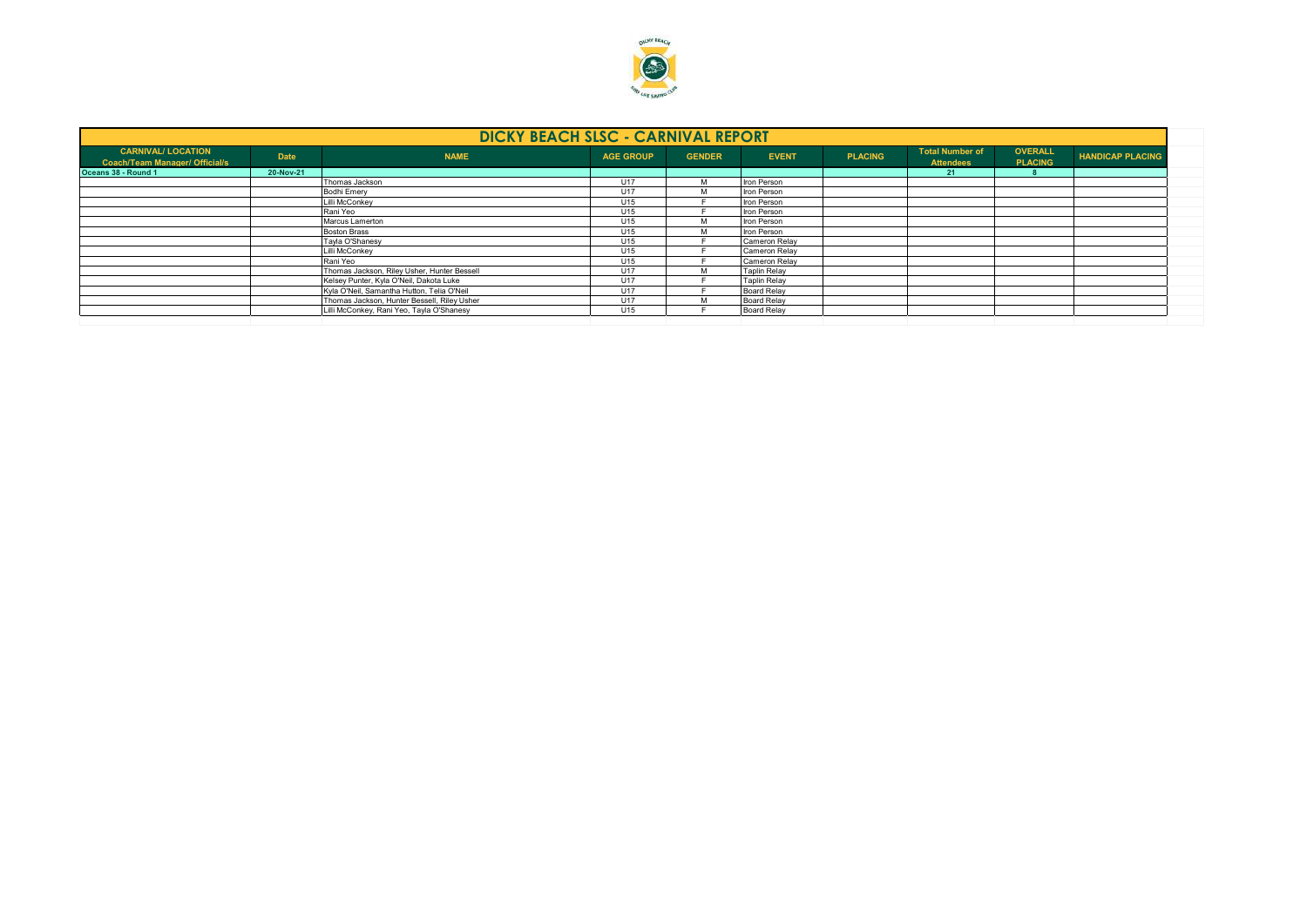# DICKY BEACH SLSC - CARNIVAL REPORT

| CARNIVAL/ LOCATION Coach/Team Manager/ Official/s | Date | NAME | AGE GROUP | GENDER | EVENT | PLACING | Total Number of Attendees | OVERALL PLACING | HANDICAP PLACING |
|---|---|---|---|---|---|---|---|---|---|
| Oceans 38 - Round 1 | 20-Nov-21 | | | | | | 21 | 8 | |
| | | Thomas Jackson | U17 | M | Iron Person | | | | |
| | | Bodhi Emery | U17 | M | Iron Person | | | | |
| | | Lilli McConkey | U15 | F | Iron Person | | | | |
| | | Rani Yeo | U15 | F | Iron Person | | | | |
| | | Marcus Lamerton | U15 | M | Iron Person | | | | |
| | | Boston Brass | U15 | M | Iron Person | | | | |
| | | Tayla O'Shanesy | U15 | F | Cameron Relay | | | | |
| | | Lilli McConkey | U15 | F | Cameron Relay | | | | |
| | | Rani Yeo | U15 | F | Cameron Relay | | | | |
| | | Thomas Jackson, Riley Usher, Hunter Bessell | U17 | M | Taplin Relay | | | | |
| | | Kelsey Punter, Kyla O'Neil, Dakota Luke | U17 | F | Taplin Relay | | | | |
| | | Kyla O'Neil, Samantha Hutton, Telia O'Neil | U17 | F | Board Relay | | | | |
| | | Thomas Jackson, Hunter Bessell, Riley Usher | U17 | M | Board Relay | | | | |
| | | Lilli McConkey, Rani Yeo, Tayla O'Shanesy | U15 | F | Board Relay | | | | |